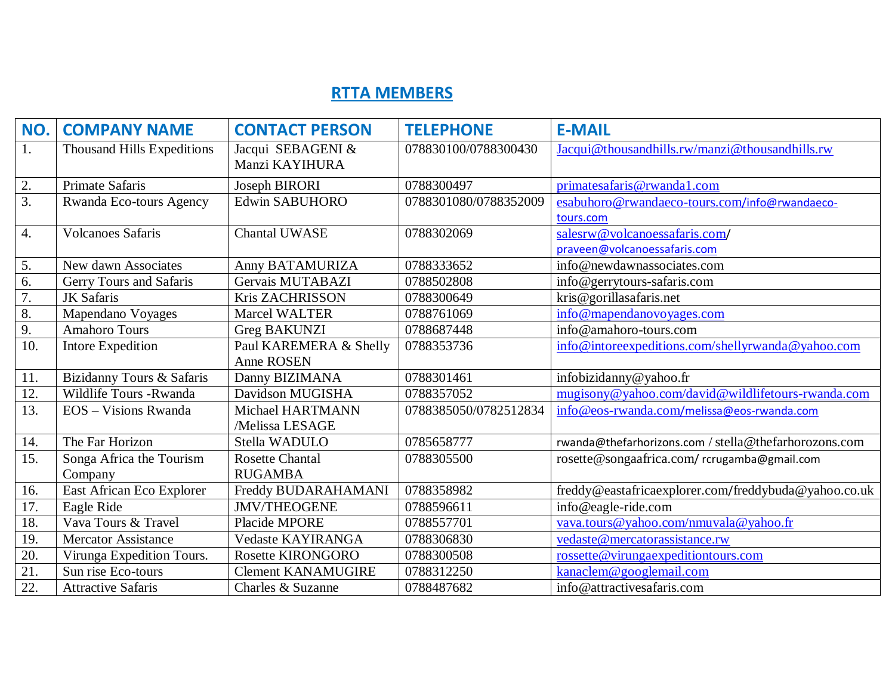## RTTA MEMBERS

| NO. | COMPANY NAME | CONTACT PERSON | TELEPHONE | E-MAIL |
|---|---|---|---|---|
| 1. | Thousand Hills Expeditions | Jacqui SEBAGENI & Manzi KAYIHURA | 078830100/0788300430 | Jacqui@thousandhills.rw/manzi@thousandhills.rw |
| 2. | Primate Safaris | Joseph BIRORI | 0788300497 | primatesafaris@rwanda1.com |
| 3. | Rwanda Eco-tours Agency | Edwin SABUHORO | 0788301080/0788352009 | esabuhoro@rwandaeco-tours.com/info@rwandaeco-tours.com |
| 4. | Volcanoes Safaris | Chantal UWASE | 0788302069 | salesrw@volcanoessafaris.com/ praveen@volcanoessafaris.com |
| 5. | New dawn Associates | Anny BATAMURIZA | 0788333652 | info@newdawnassociates.com |
| 6. | Gerry Tours and Safaris | Gervais MUTABAZI | 0788502808 | info@gerrytours-safaris.com |
| 7. | JK Safaris | Kris ZACHRISSON | 0788300649 | kris@gorillasafaris.net |
| 8. | Mapendano Voyages | Marcel WALTER | 0788761069 | info@mapendanovoyages.com |
| 9. | Amahoro Tours | Greg BAKUNZI | 0788687448 | info@amahoro-tours.com |
| 10. | Intore Expedition | Paul KAREMERA & Shelly Anne ROSEN | 0788353736 | info@intoreexpeditions.com/shellyrwanda@yahoo.com |
| 11. | Bizidanny Tours & Safaris | Danny BIZIMANA | 0788301461 | infobizidanny@yahoo.fr |
| 12. | Wildlife Tours -Rwanda | Davidson MUGISHA | 0788357052 | mugisony@yahoo.com/david@wildlifetours-rwanda.com |
| 13. | EOS – Visions Rwanda | Michael HARTMANN /Melissa LESAGE | 0788385050/0782512834 | info@eos-rwanda.com/melissa@eos-rwanda.com |
| 14. | The Far Horizon | Stella WADULO | 0785658777 | rwanda@thefarhorizons.com / stella@thefarhorozons.com |
| 15. | Songa Africa the Tourism Company | Rosette Chantal RUGAMBA | 0788305500 | rosette@songaafrica.com/ rcrugamba@gmail.com |
| 16. | East African Eco Explorer | Freddy BUDARAHAMANI | 0788358982 | freddy@eastafricaexplorer.com/freddybuda@yahoo.co.uk |
| 17. | Eagle Ride | JMV/THEOGENE | 0788596611 | info@eagle-ride.com |
| 18. | Vava Tours & Travel | Placide MPORE | 0788557701 | vava.tours@yahoo.com/nmuvala@yahoo.fr |
| 19. | Mercator Assistance | Vedaste KAYIRANGA | 0788306830 | vedaste@mercatorassistance.rw |
| 20. | Virunga Expedition Tours. | Rosette KIRONGORO | 0788300508 | rossette@virungaexpeditiontours.com |
| 21. | Sun rise Eco-tours | Clement KANAMUGIRE | 0788312250 | kanaclem@googlemail.com |
| 22. | Attractive Safaris | Charles & Suzanne | 0788487682 | info@attractivesafaris.com |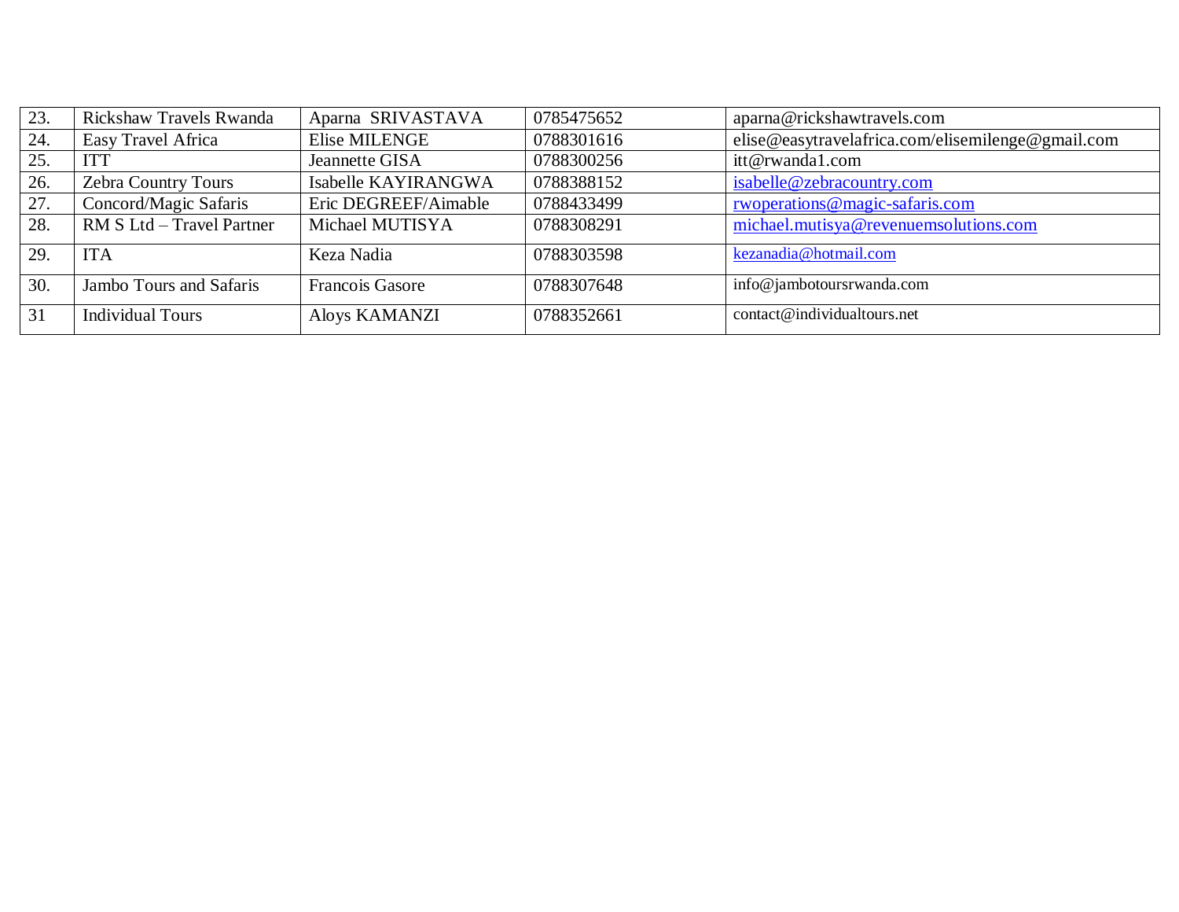| | | | | |
|---|---|---|---|---|
| 23. | Rickshaw Travels Rwanda | Aparna SRIVASTAVA | 0785475652 | aparna@rickshawtravels.com |
| 24. | Easy Travel Africa | Elise MILENGE | 0788301616 | elise@easytravelafrica.com/elisemilenge@gmail.com |
| 25. | ITT | Jeannette GISA | 0788300256 | itt@rwanda1.com |
| 26. | Zebra Country Tours | Isabelle KAYIRANGWA | 0788388152 | isabelle@zebracountry.com |
| 27. | Concord/Magic Safaris | Eric DEGREEF/Aimable | 0788433499 | rwoperations@magic-safaris.com |
| 28. | RM S Ltd – Travel Partner | Michael MUTISYA | 0788308291 | michael.mutisya@revenuemsolutions.com |
| 29. | ITA | Keza Nadia | 0788303598 | kezanadia@hotmail.com |
| 30. | Jambo Tours and Safaris | Francois Gasore | 0788307648 | info@jambotoursrwanda.com |
| 31 | Individual Tours | Aloys KAMANZI | 0788352661 | contact@individualtours.net |